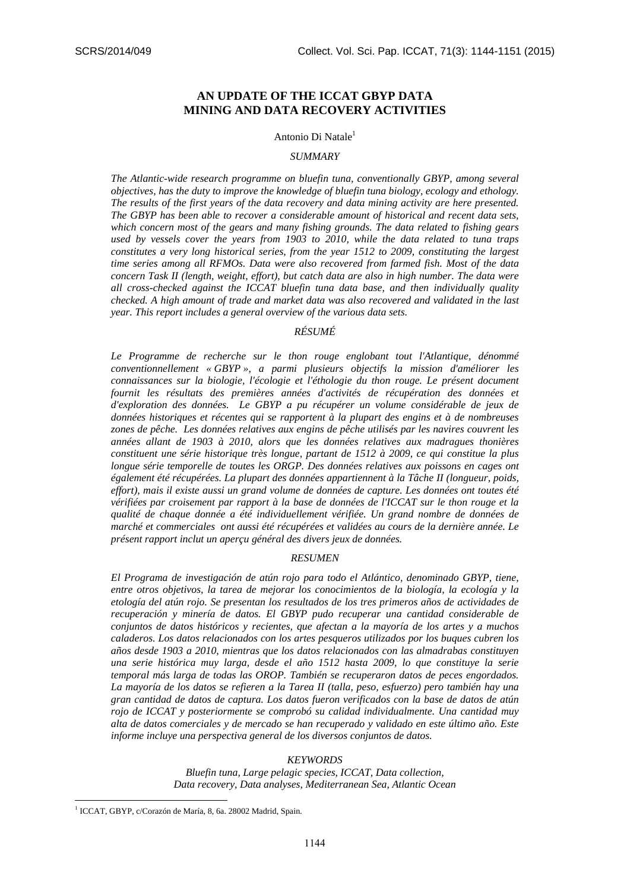# AN UPDATE OF THE ICCAT GBYP DATA MINING AND DATA RECOVERY ACTIVITIES

Antonio Di Natale[1]

## SUMMARY

*The Atlantic-wide research programme on bluefin tuna, conventionally GBYP, among several objectives, has the duty to improve the knowledge of bluefin tuna biology, ecology and ethology. The results of the first years of the data recovery and data mining activity are here presented. The GBYP has been able to recover a considerable amount of historical and recent data sets, which concern most of the gears and many fishing grounds. The data related to fishing gears used by vessels cover the years from 1903 to 2010, while the data related to tuna traps constitutes a very long historical series, from the year 1512 to 2009, constituting the largest time series among all RFMOs. Data were also recovered from farmed fish. Most of the data concern Task II (length, weight, effort), but catch data are also in high number. The data were all cross-checked against the ICCAT bluefin tuna data base, and then individually quality checked. A high amount of trade and market data was also recovered and validated in the last year. This report includes a general overview of the various data sets.*

## RÉSUMÉ

*Le Programme de recherche sur le thon rouge englobant tout l'Atlantique, dénommé conventionnellement « GBYP », a parmi plusieurs objectifs la mission d'améliorer les connaissances sur la biologie, l'écologie et l'éthologie du thon rouge. Le présent document fournit les résultats des premières années d'activités de récupération des données et d'exploration des données. Le GBYP a pu récupérer un volume considérable de jeux de données historiques et récentes qui se rapportent à la plupart des engins et à de nombreuses zones de pêche. Les données relatives aux engins de pêche utilisés par les navires couvrent les années allant de 1903 à 2010, alors que les données relatives aux madragues thonières constituent une série historique très longue, partant de 1512 à 2009, ce qui constitue la plus longue série temporelle de toutes les ORGP. Des données relatives aux poissons en cages ont également été récupérées. La plupart des données appartiennent à la Tâche II (longueur, poids, effort), mais il existe aussi un grand volume de données de capture. Les données ont toutes été vérifiées par croisement par rapport à la base de données de l'ICCAT sur le thon rouge et la qualité de chaque donnée a été individuellement vérifiée. Un grand nombre de données de marché et commerciales ont aussi été récupérées et validées au cours de la dernière année. Le présent rapport inclut un aperçu général des divers jeux de données.*

## RESUMEN

*El Programa de investigación de atún rojo para todo el Atlántico, denominado GBYP, tiene, entre otros objetivos, la tarea de mejorar los conocimientos de la biología, la ecología y la etología del atún rojo. Se presentan los resultados de los tres primeros años de actividades de recuperación y minería de datos. El GBYP pudo recuperar una cantidad considerable de conjuntos de datos históricos y recientes, que afectan a la mayoría de los artes y a muchos caladeros. Los datos relacionados con los artes pesqueros utilizados por los buques cubren los años desde 1903 a 2010, mientras que los datos relacionados con las almadrabas constituyen una serie histórica muy larga, desde el año 1512 hasta 2009, lo que constituye la serie temporal más larga de todas las OROP. También se recuperaron datos de peces engordados. La mayoría de los datos se refieren a la Tarea II (talla, peso, esfuerzo) pero también hay una gran cantidad de datos de captura. Los datos fueron verificados con la base de datos de atún rojo de ICCAT y posteriormente se comprobó su calidad individualmente. Una cantidad muy alta de datos comerciales y de mercado se han recuperado y validado en este último año. Este informe incluye una perspectiva general de los diversos conjuntos de datos.*

## KEYWORDS

*Bluefin tuna, Large pelagic species, ICCAT, Data collection, Data recovery, Data analyses, Mediterranean Sea, Atlantic Ocean*

---

[1] ICCAT, GBYP, c/Corazón de María, 8, 6a. 28002 Madrid, Spain.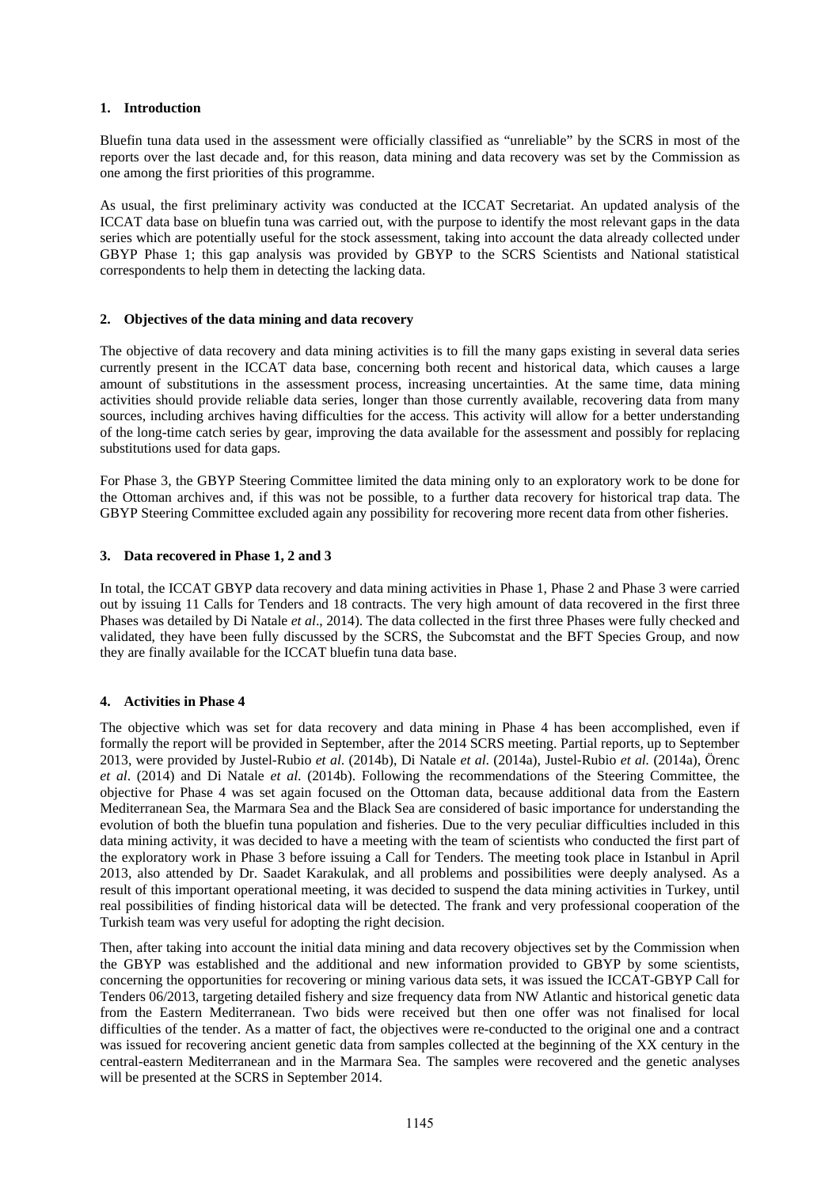## 1. Introduction

Bluefin tuna data used in the assessment were officially classified as "unreliable" by the SCRS in most of the reports over the last decade and, for this reason, data mining and data recovery was set by the Commission as one among the first priorities of this programme.

As usual, the first preliminary activity was conducted at the ICCAT Secretariat. An updated analysis of the ICCAT data base on bluefin tuna was carried out, with the purpose to identify the most relevant gaps in the data series which are potentially useful for the stock assessment, taking into account the data already collected under GBYP Phase 1; this gap analysis was provided by GBYP to the SCRS Scientists and National statistical correspondents to help them in detecting the lacking data.

## 2. Objectives of the data mining and data recovery

The objective of data recovery and data mining activities is to fill the many gaps existing in several data series currently present in the ICCAT data base, concerning both recent and historical data, which causes a large amount of substitutions in the assessment process, increasing uncertainties. At the same time, data mining activities should provide reliable data series, longer than those currently available, recovering data from many sources, including archives having difficulties for the access. This activity will allow for a better understanding of the long-time catch series by gear, improving the data available for the assessment and possibly for replacing substitutions used for data gaps.

For Phase 3, the GBYP Steering Committee limited the data mining only to an exploratory work to be done for the Ottoman archives and, if this was not be possible, to a further data recovery for historical trap data. The GBYP Steering Committee excluded again any possibility for recovering more recent data from other fisheries.

## 3. Data recovered in Phase 1, 2 and 3

In total, the ICCAT GBYP data recovery and data mining activities in Phase 1, Phase 2 and Phase 3 were carried out by issuing 11 Calls for Tenders and 18 contracts. The very high amount of data recovered in the first three Phases was detailed by Di Natale *et al*., 2014). The data collected in the first three Phases were fully checked and validated, they have been fully discussed by the SCRS, the Subcomstat and the BFT Species Group, and now they are finally available for the ICCAT bluefin tuna data base.

## 4. Activities in Phase 4

The objective which was set for data recovery and data mining in Phase 4 has been accomplished, even if formally the report will be provided in September, after the 2014 SCRS meeting. Partial reports, up to September 2013, were provided by Justel-Rubio *et al*. (2014b), Di Natale *et al*. (2014a), Justel-Rubio *et al.* (2014a), Örenc *et al*. (2014) and Di Natale *et al.* (2014b). Following the recommendations of the Steering Committee, the objective for Phase 4 was set again focused on the Ottoman data, because additional data from the Eastern Mediterranean Sea, the Marmara Sea and the Black Sea are considered of basic importance for understanding the evolution of both the bluefin tuna population and fisheries. Due to the very peculiar difficulties included in this data mining activity, it was decided to have a meeting with the team of scientists who conducted the first part of the exploratory work in Phase 3 before issuing a Call for Tenders. The meeting took place in Istanbul in April 2013, also attended by Dr. Saadet Karakulak, and all problems and possibilities were deeply analysed. As a result of this important operational meeting, it was decided to suspend the data mining activities in Turkey, until real possibilities of finding historical data will be detected. The frank and very professional cooperation of the Turkish team was very useful for adopting the right decision.

Then, after taking into account the initial data mining and data recovery objectives set by the Commission when the GBYP was established and the additional and new information provided to GBYP by some scientists, concerning the opportunities for recovering or mining various data sets, it was issued the ICCAT-GBYP Call for Tenders 06/2013, targeting detailed fishery and size frequency data from NW Atlantic and historical genetic data from the Eastern Mediterranean. Two bids were received but then one offer was not finalised for local difficulties of the tender. As a matter of fact, the objectives were re-conducted to the original one and a contract was issued for recovering ancient genetic data from samples collected at the beginning of the XX century in the central-eastern Mediterranean and in the Marmara Sea. The samples were recovered and the genetic analyses will be presented at the SCRS in September 2014.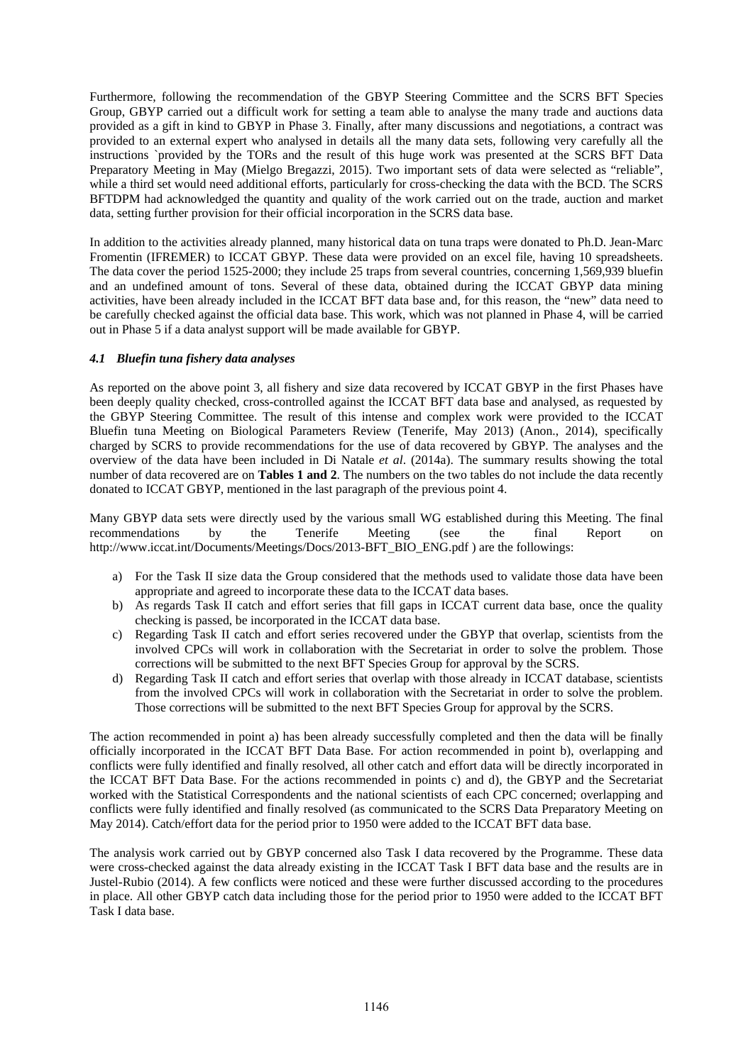Furthermore, following the recommendation of the GBYP Steering Committee and the SCRS BFT Species Group, GBYP carried out a difficult work for setting a team able to analyse the many trade and auctions data provided as a gift in kind to GBYP in Phase 3. Finally, after many discussions and negotiations, a contract was provided to an external expert who analysed in details all the many data sets, following very carefully all the instructions `provided by the TORs and the result of this huge work was presented at the SCRS BFT Data Preparatory Meeting in May (Mielgo Bregazzi, 2015). Two important sets of data were selected as "reliable", while a third set would need additional efforts, particularly for cross-checking the data with the BCD. The SCRS BFTDPM had acknowledged the quantity and quality of the work carried out on the trade, auction and market data, setting further provision for their official incorporation in the SCRS data base.

In addition to the activities already planned, many historical data on tuna traps were donated to Ph.D. Jean-Marc Fromentin (IFREMER) to ICCAT GBYP. These data were provided on an excel file, having 10 spreadsheets. The data cover the period 1525-2000; they include 25 traps from several countries, concerning 1,569,939 bluefin and an undefined amount of tons. Several of these data, obtained during the ICCAT GBYP data mining activities, have been already included in the ICCAT BFT data base and, for this reason, the "new" data need to be carefully checked against the official data base. This work, which was not planned in Phase 4, will be carried out in Phase 5 if a data analyst support will be made available for GBYP.

### *4.1 Bluefin tuna fishery data analyses*

As reported on the above point 3, all fishery and size data recovered by ICCAT GBYP in the first Phases have been deeply quality checked, cross-controlled against the ICCAT BFT data base and analysed, as requested by the GBYP Steering Committee. The result of this intense and complex work were provided to the ICCAT Bluefin tuna Meeting on Biological Parameters Review (Tenerife, May 2013) (Anon., 2014), specifically charged by SCRS to provide recommendations for the use of data recovered by GBYP. The analyses and the overview of the data have been included in Di Natale *et al*. (2014a). The summary results showing the total number of data recovered are on **Tables 1 and 2**. The numbers on the two tables do not include the data recently donated to ICCAT GBYP, mentioned in the last paragraph of the previous point 4.

Many GBYP data sets were directly used by the various small WG established during this Meeting. The final recommendations by the Tenerife Meeting (see the final Report on http://www.iccat.int/Documents/Meetings/Docs/2013-BFT_BIO_ENG.pdf ) are the followings:

a) For the Task II size data the Group considered that the methods used to validate those data have been appropriate and agreed to incorporate these data to the ICCAT data bases.
b) As regards Task II catch and effort series that fill gaps in ICCAT current data base, once the quality checking is passed, be incorporated in the ICCAT data base.
c) Regarding Task II catch and effort series recovered under the GBYP that overlap, scientists from the involved CPCs will work in collaboration with the Secretariat in order to solve the problem. Those corrections will be submitted to the next BFT Species Group for approval by the SCRS.
d) Regarding Task II catch and effort series that overlap with those already in ICCAT database, scientists from the involved CPCs will work in collaboration with the Secretariat in order to solve the problem. Those corrections will be submitted to the next BFT Species Group for approval by the SCRS.

The action recommended in point a) has been already successfully completed and then the data will be finally officially incorporated in the ICCAT BFT Data Base. For action recommended in point b), overlapping and conflicts were fully identified and finally resolved, all other catch and effort data will be directly incorporated in the ICCAT BFT Data Base. For the actions recommended in points c) and d), the GBYP and the Secretariat worked with the Statistical Correspondents and the national scientists of each CPC concerned; overlapping and conflicts were fully identified and finally resolved (as communicated to the SCRS Data Preparatory Meeting on May 2014). Catch/effort data for the period prior to 1950 were added to the ICCAT BFT data base.

The analysis work carried out by GBYP concerned also Task I data recovered by the Programme. These data were cross-checked against the data already existing in the ICCAT Task I BFT data base and the results are in Justel-Rubio (2014). A few conflicts were noticed and these were further discussed according to the procedures in place. All other GBYP catch data including those for the period prior to 1950 were added to the ICCAT BFT Task I data base.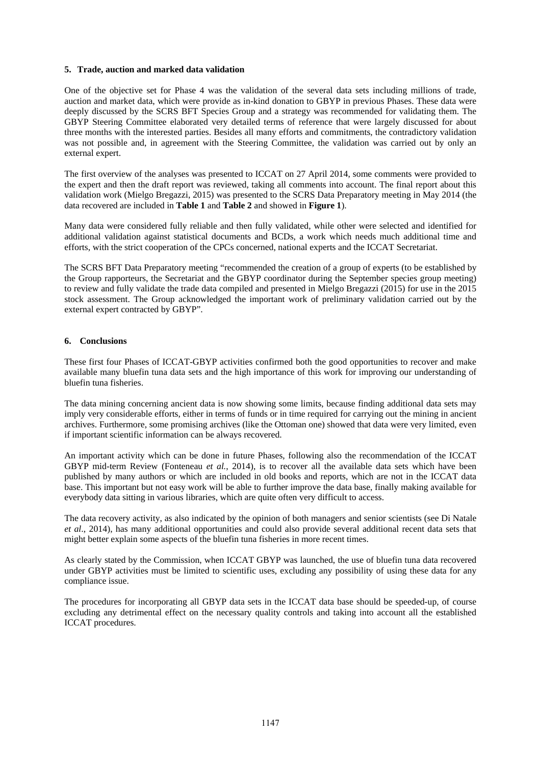## 5. Trade, auction and marked data validation

One of the objective set for Phase 4 was the validation of the several data sets including millions of trade, auction and market data, which were provide as in-kind donation to GBYP in previous Phases. These data were deeply discussed by the SCRS BFT Species Group and a strategy was recommended for validating them. The GBYP Steering Committee elaborated very detailed terms of reference that were largely discussed for about three months with the interested parties. Besides all many efforts and commitments, the contradictory validation was not possible and, in agreement with the Steering Committee, the validation was carried out by only an external expert.

The first overview of the analyses was presented to ICCAT on 27 April 2014, some comments were provided to the expert and then the draft report was reviewed, taking all comments into account. The final report about this validation work (Mielgo Bregazzi, 2015) was presented to the SCRS Data Preparatory meeting in May 2014 (the data recovered are included in **Table 1** and **Table 2** and showed in **Figure 1**).

Many data were considered fully reliable and then fully validated, while other were selected and identified for additional validation against statistical documents and BCDs, a work which needs much additional time and efforts, with the strict cooperation of the CPCs concerned, national experts and the ICCAT Secretariat.

The SCRS BFT Data Preparatory meeting "recommended the creation of a group of experts (to be established by the Group rapporteurs, the Secretariat and the GBYP coordinator during the September species group meeting) to review and fully validate the trade data compiled and presented in Mielgo Bregazzi (2015) for use in the 2015 stock assessment. The Group acknowledged the important work of preliminary validation carried out by the external expert contracted by GBYP".

## 6. Conclusions

These first four Phases of ICCAT-GBYP activities confirmed both the good opportunities to recover and make available many bluefin tuna data sets and the high importance of this work for improving our understanding of bluefin tuna fisheries.

The data mining concerning ancient data is now showing some limits, because finding additional data sets may imply very considerable efforts, either in terms of funds or in time required for carrying out the mining in ancient archives. Furthermore, some promising archives (like the Ottoman one) showed that data were very limited, even if important scientific information can be always recovered.

An important activity which can be done in future Phases, following also the recommendation of the ICCAT GBYP mid-term Review (Fonteneau *et al.*, 2014), is to recover all the available data sets which have been published by many authors or which are included in old books and reports, which are not in the ICCAT data base. This important but not easy work will be able to further improve the data base, finally making available for everybody data sitting in various libraries, which are quite often very difficult to access.

The data recovery activity, as also indicated by the opinion of both managers and senior scientists (see Di Natale *et al*., 2014), has many additional opportunities and could also provide several additional recent data sets that might better explain some aspects of the bluefin tuna fisheries in more recent times.

As clearly stated by the Commission, when ICCAT GBYP was launched, the use of bluefin tuna data recovered under GBYP activities must be limited to scientific uses, excluding any possibility of using these data for any compliance issue.

The procedures for incorporating all GBYP data sets in the ICCAT data base should be speeded-up, of course excluding any detrimental effect on the necessary quality controls and taking into account all the established ICCAT procedures.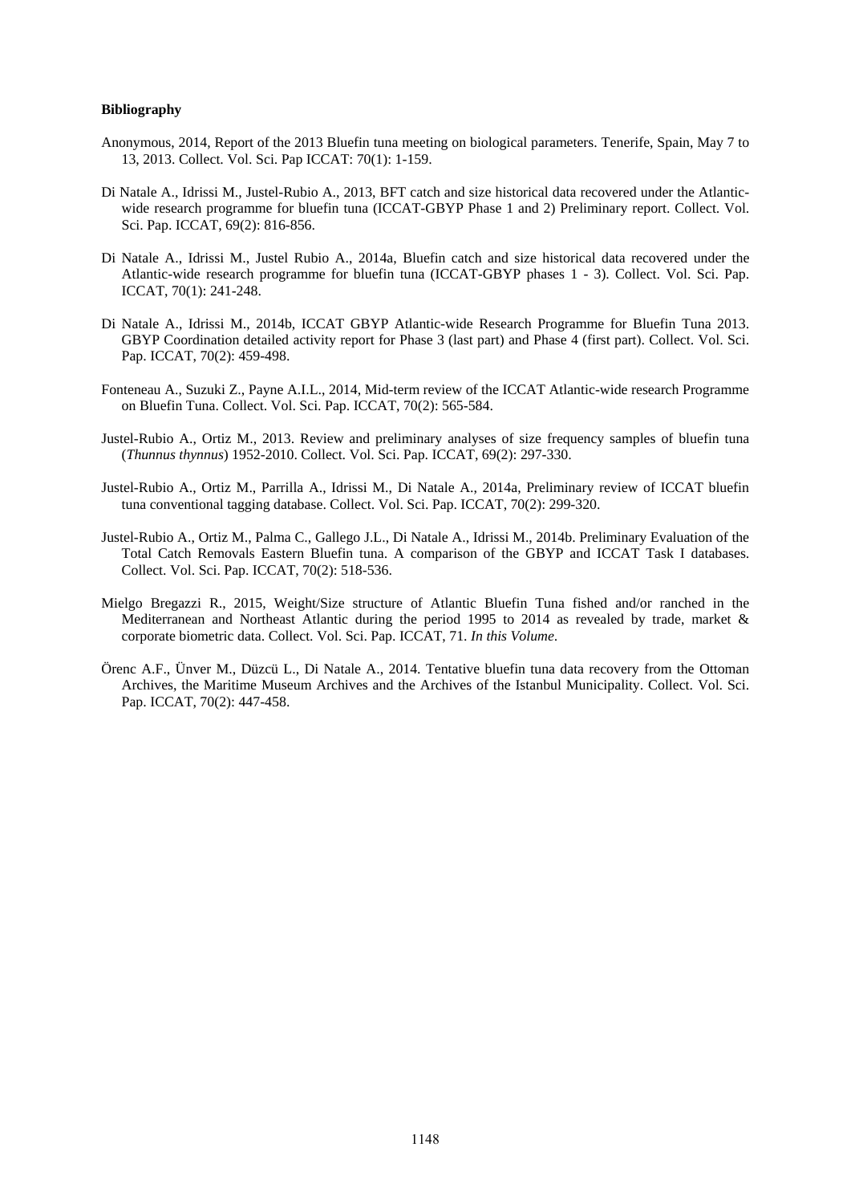**Bibliography**

Anonymous, 2014, Report of the 2013 Bluefin tuna meeting on biological parameters. Tenerife, Spain, May 7 to 13, 2013. Collect. Vol. Sci. Pap ICCAT: 70(1): 1-159.

Di Natale A., Idrissi M., Justel-Rubio A., 2013, BFT catch and size historical data recovered under the Atlantic-wide research programme for bluefin tuna (ICCAT-GBYP Phase 1 and 2) Preliminary report. Collect. Vol. Sci. Pap. ICCAT, 69(2): 816-856.

Di Natale A., Idrissi M., Justel Rubio A., 2014a, Bluefin catch and size historical data recovered under the Atlantic-wide research programme for bluefin tuna (ICCAT-GBYP phases 1 - 3). Collect. Vol. Sci. Pap. ICCAT, 70(1): 241-248.

Di Natale A., Idrissi M., 2014b, ICCAT GBYP Atlantic-wide Research Programme for Bluefin Tuna 2013. GBYP Coordination detailed activity report for Phase 3 (last part) and Phase 4 (first part). Collect. Vol. Sci. Pap. ICCAT, 70(2): 459-498.

Fonteneau A., Suzuki Z., Payne A.I.L., 2014, Mid-term review of the ICCAT Atlantic-wide research Programme on Bluefin Tuna. Collect. Vol. Sci. Pap. ICCAT, 70(2): 565-584.

Justel-Rubio A., Ortiz M., 2013. Review and preliminary analyses of size frequency samples of bluefin tuna (*Thunnus thynnus*) 1952-2010. Collect. Vol. Sci. Pap. ICCAT, 69(2): 297-330.

Justel-Rubio A., Ortiz M., Parrilla A., Idrissi M., Di Natale A., 2014a, Preliminary review of ICCAT bluefin tuna conventional tagging database. Collect. Vol. Sci. Pap. ICCAT, 70(2): 299-320.

Justel-Rubio A., Ortiz M., Palma C., Gallego J.L., Di Natale A., Idrissi M., 2014b. Preliminary Evaluation of the Total Catch Removals Eastern Bluefin tuna. A comparison of the GBYP and ICCAT Task I databases. Collect. Vol. Sci. Pap. ICCAT, 70(2): 518-536.

Mielgo Bregazzi R., 2015, Weight/Size structure of Atlantic Bluefin Tuna fished and/or ranched in the Mediterranean and Northeast Atlantic during the period 1995 to 2014 as revealed by trade, market & corporate biometric data. Collect. Vol. Sci. Pap. ICCAT, 71. *In this Volume*.

Örenc A.F., Ünver M., Düzcü L., Di Natale A., 2014. Tentative bluefin tuna data recovery from the Ottoman Archives, the Maritime Museum Archives and the Archives of the Istanbul Municipality. Collect. Vol. Sci. Pap. ICCAT, 70(2): 447-458.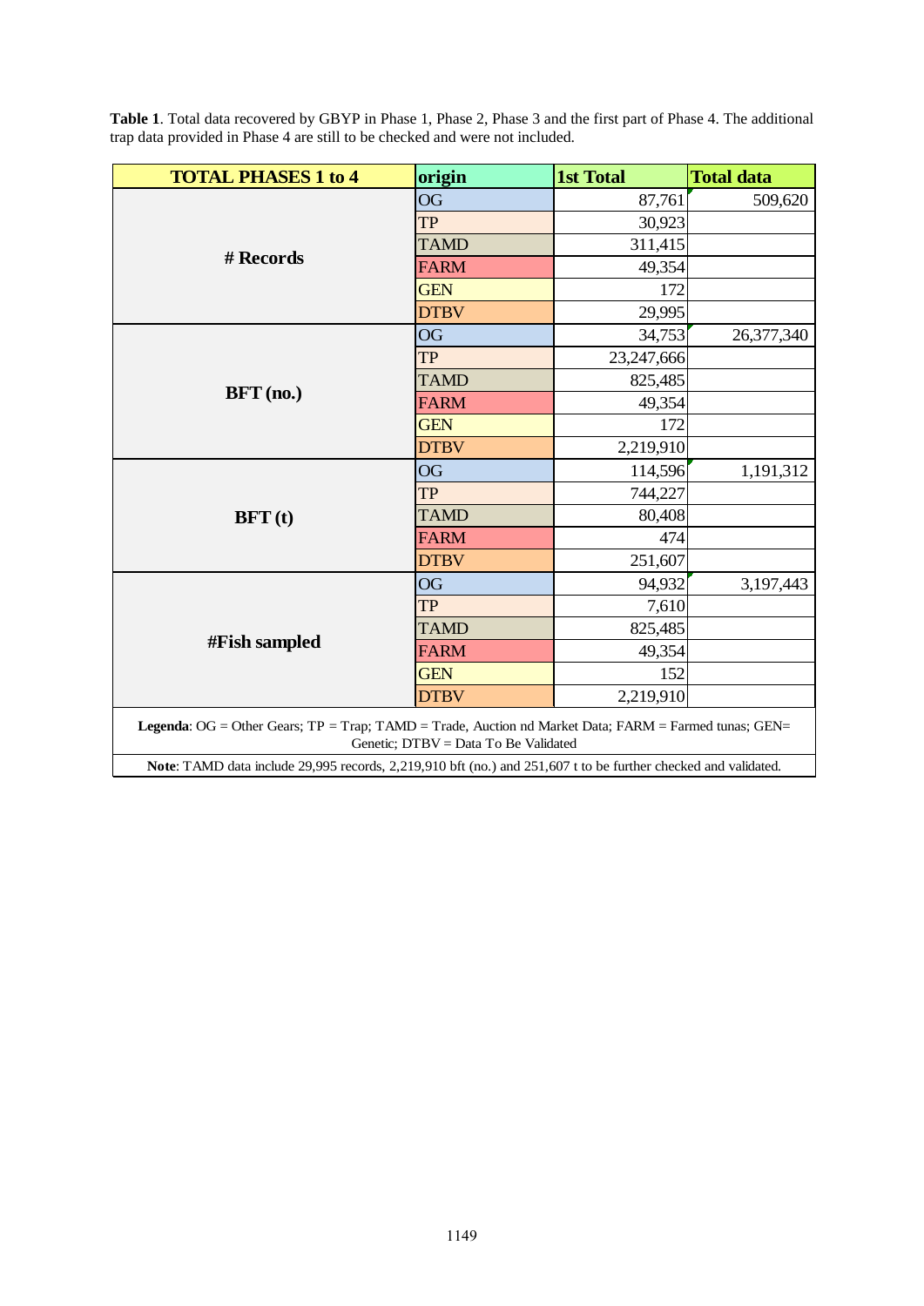**Table 1**. Total data recovered by GBYP in Phase 1, Phase 2, Phase 3 and the first part of Phase 4. The additional trap data provided in Phase 4 are still to be checked and were not included.

| TOTAL PHASES 1 to 4 | origin | 1st Total | Total data |
|---|---|---|---|
| # Records | OG | 87,761 | 509,620 |
| | TP | 30,923 | |
| | TAMD | 311,415 | |
| | FARM | 49,354 | |
| | GEN | 172 | |
| | DTBV | 29,995 | |
| BFT (no.) | OG | 34,753 | 26,377,340 |
| | TP | 23,247,666 | |
| | TAMD | 825,485 | |
| | FARM | 49,354 | |
| | GEN | 172 | |
| | DTBV | 2,219,910 | |
| BFT (t) | OG | 114,596 | 1,191,312 |
| | TP | 744,227 | |
| | TAMD | 80,408 | |
| | FARM | 474 | |
| | DTBV | 251,607 | |
| #Fish sampled | OG | 94,932 | 3,197,443 |
| | TP | 7,610 | |
| | TAMD | 825,485 | |
| | FARM | 49,354 | |
| | GEN | 152 | |
| | DTBV | 2,219,910 | |

**Legenda**: OG = Other Gears; TP = Trap; TAMD = Trade, Auction nd Market Data; FARM = Farmed tunas; GEN= Genetic; DTBV = Data To Be Validated

**Note**: TAMD data include 29,995 records, 2,219,910 bft (no.) and 251,607 t to be further checked and validated.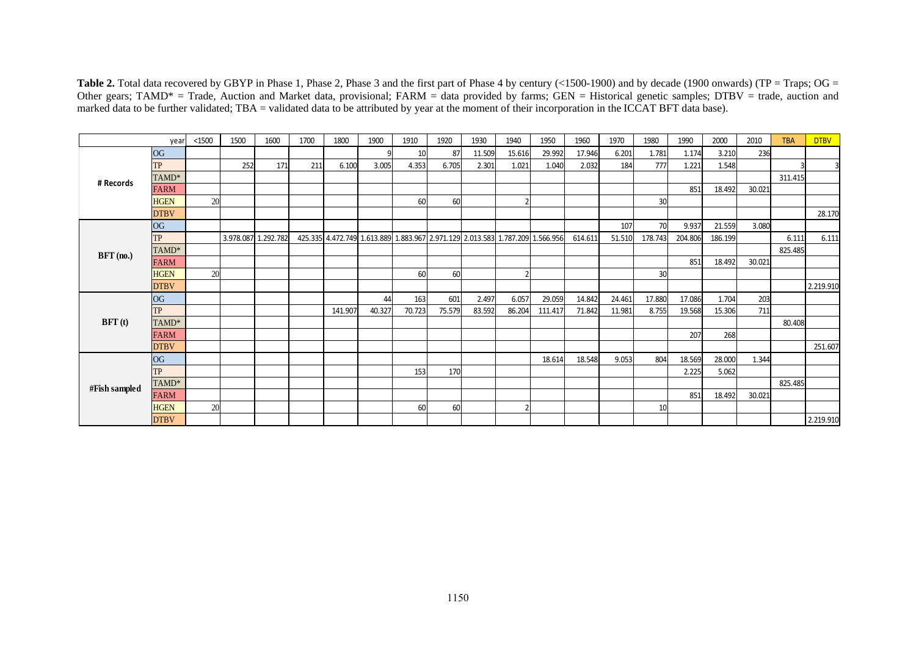**Table 2.** Total data recovered by GBYP in Phase 1, Phase 2, Phase 3 and the first part of Phase 4 by century (<1500-1900) and by decade (1900 onwards) (TP = Traps; OG = Other gears; TAMD* = Trade, Auction and Market data, provisional; FARM = data provided by farms; GEN = Historical genetic samples; DTBV = trade, auction and marked data to be further validated; TBA = validated data to be attributed by year at the moment of their incorporation in the ICCAT BFT data base).

| | year | <1500 | 1500 | 1600 | 1700 | 1800 | 1900 | 1910 | 1920 | 1930 | 1940 | 1950 | 1960 | 1970 | 1980 | 1990 | 2000 | 2010 | TBA | DTBV |
|---|---|---|---|---|---|---|---|---|---|---|---|---|---|---|---|---|---|---|---|---|
| **# Records** | OG | | | | | | 9 | 10 | 87 | 11.509 | 15.616 | 29.992 | 17.946 | 6.201 | 1.781 | 1.174 | 3.210 | 236 | | |
| | TP | | 252 | 171 | 211 | 6.100 | 3.005 | 4.353 | 6.705 | 2.301 | 1.021 | 1.040 | 2.032 | 184 | 777 | 1.221 | 1.548 | | 3 | 3 |
| | TAMD* | | | | | | | | | | | | | | | | | | 311.415 | |
| | FARM | | | | | | | | | | | | | | | 851 | 18.492 | 30.021 | | |
| | HGEN | 20 | | | | | | 60 | 60 | | 2 | | | | 30 | | | | | |
| | DTBV | | | | | | | | | | | | | | | | | | | 28.170 |
| **BFT (no.)** | OG | | | | | | | | | | | | | 107 | 70 | 9.937 | 21.559 | 3.080 | | |
| | TP | | 3.978.087 | 1.292.782 | 425.335 | 4.472.749 | 1.613.889 | 1.883.967 | 2.971.129 | 2.013.583 | 1.787.209 | 1.566.956 | 614.611 | 51.510 | 178.743 | 204.806 | 186.199 | | 6.111 | 6.111 |
| | TAMD* | | | | | | | | | | | | | | | | | | 825.485 | |
| | FARM | | | | | | | | | | | | | | | 851 | 18.492 | 30.021 | | |
| | HGEN | 20 | | | | | | 60 | 60 | | 2 | | | | 30 | | | | | |
| | DTBV | | | | | | | | | | | | | | | | | | | 2.219.910 |
| **BFT (t)** | OG | | | | | | 44 | 163 | 601 | 2.497 | 6.057 | 29.059 | 14.842 | 24.461 | 17.880 | 17.086 | 1.704 | 203 | | |
| | TP | | | | | 141.907 | 40.327 | 70.723 | 75.579 | 83.592 | 86.204 | 111.417 | 71.842 | 11.981 | 8.755 | 19.568 | 15.306 | 711 | | |
| | TAMD* | | | | | | | | | | | | | | | | | | 80.408 | |
| | FARM | | | | | | | | | | | | | | | 207 | 268 | | | |
| | DTBV | | | | | | | | | | | | | | | | | | | 251.607 |
| **#Fish sampled** | OG | | | | | | | | | | | 18.614 | 18.548 | 9.053 | 804 | 18.569 | 28.000 | 1.344 | | |
| | TP | | | | | | | 153 | 170 | | | | | | | 2.225 | 5.062 | | | |
| | TAMD* | | | | | | | | | | | | | | | | | | 825.485 | |
| | FARM | | | | | | | | | | | | | | | 851 | 18.492 | 30.021 | | |
| | HGEN | 20 | | | | | | 60 | 60 | | 2 | | | | 10 | | | | | |
| | DTBV | | | | | | | | | | | | | | | | | | | 2.219.910 |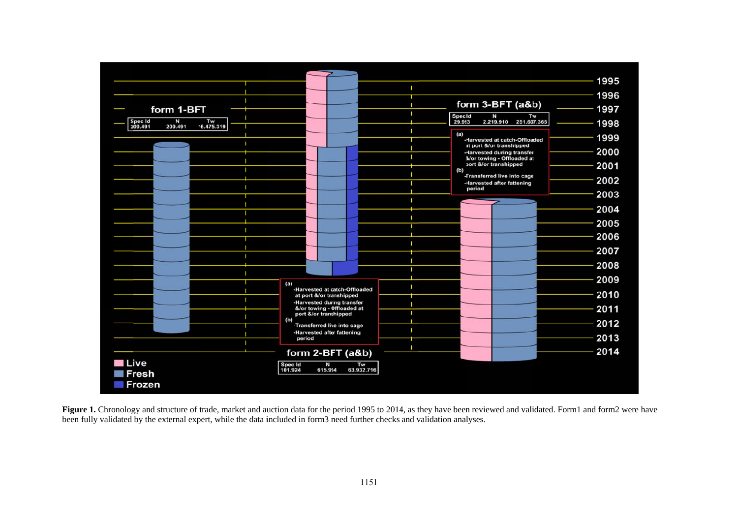form 1-BFT

Spec Id 209.491 N 209.491 Tw 6.475.319

form 2-BFT (a&b)

Spec Id 101.924 N 615.954 Tw 63.932.716

(a)
-Harvested at catch-Offloaded at port &/or transhipped
-Harvested during transfer &/or towing - Offloaded at port &/or transhipped
(b)
-Transferred live into cage
-Harvested after fattening period

form 3-BFT (a&b)

Spec Id 29.993 N 2.219.910 Tw 251.607.365

(a)
-Harvested at catch-Offloaded at port &/or transhipped
-Harvested during transfer &/or towing - Offloaded at port &/or transhipped
(b)
-Transferred live into cage
-Harvested after fattening period

1995
1996
1997
1998
1999
2000
2001
2002
2003
2004
2005
2006
2007
2008
2009
2010
2011
2012
2013
2014

Live
Fresh
Frozen

**Figure 1.** Chronology and structure of trade, market and auction data for the period 1995 to 2014, as they have been reviewed and validated. Form1 and form2 were have been fully validated by the external expert, while the data included in form3 need further checks and validation analyses.